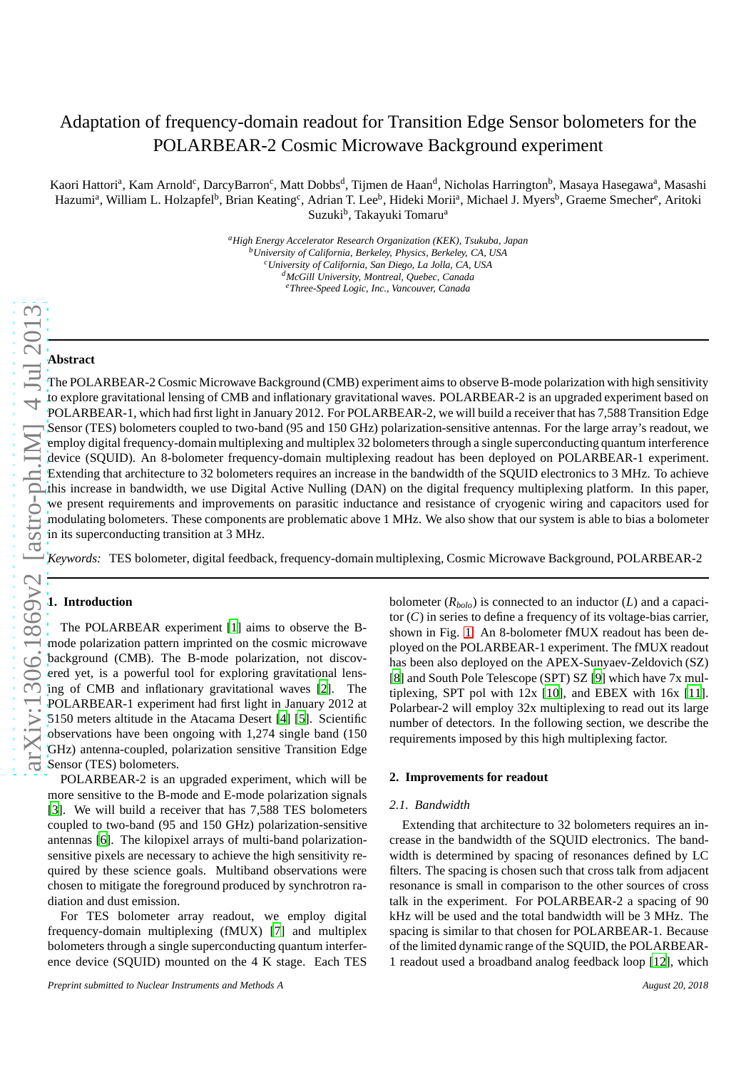# Adaptation of frequency-domain readout for Transition Edge Sensor bolometers for the POLARBEAR-2 Cosmic Microwave Background experiment

Kaori Hattori[a], Kam Arnold[c], DarcyBarron[c], Matt Dobbs[d], Tijmen de Haan[d], Nicholas Harrington[b], Masaya Hasegawa[a], Masashi Hazumi[a], William L. Holzapfel[b], Brian Keating[c], Adrian T. Lee[b], Hideki Morii[a], Michael J. Myers[b], Graeme Smecher[e], Aritoki Suzuki[b], Takayuki Tomaru[a]

[a] *High Energy Accelerator Research Organization (KEK), Tsukuba, Japan*
[b] *University of California, Berkeley, Physics, Berkeley, CA, USA*
[c] *University of California, San Diego, La Jolla, CA, USA*
[d] *McGill University, Montreal, Quebec, Canada*
[e] *Three-Speed Logic, Inc., Vancouver, Canada*

## Abstract

The POLARBEAR-2 Cosmic Microwave Background (CMB) experiment aims to observe B-mode polarization with high sensitivity to explore gravitational lensing of CMB and inflationary gravitational waves. POLARBEAR-2 is an upgraded experiment based on POLARBEAR-1, which had first light in January 2012. For POLARBEAR-2, we will build a receiver that has 7,588 Transition Edge Sensor (TES) bolometers coupled to two-band (95 and 150 GHz) polarization-sensitive antennas. For the large array's readout, we employ digital frequency-domain multiplexing and multiplex 32 bolometers through a single superconducting quantum interference device (SQUID). An 8-bolometer frequency-domain multiplexing readout has been deployed on POLARBEAR-1 experiment. Extending that architecture to 32 bolometers requires an increase in the bandwidth of the SQUID electronics to 3 MHz. To achieve this increase in bandwidth, we use Digital Active Nulling (DAN) on the digital frequency multiplexing platform. In this paper, we present requirements and improvements on parasitic inductance and resistance of cryogenic wiring and capacitors used for modulating bolometers. These components are problematic above 1 MHz. We also show that our system is able to bias a bolometer in its superconducting transition at 3 MHz.

*Keywords:* TES bolometer, digital feedback, frequency-domain multiplexing, Cosmic Microwave Background, POLARBEAR-2

## 1. Introduction

The POLARBEAR experiment [1] aims to observe the B-mode polarization pattern imprinted on the cosmic microwave background (CMB). The B-mode polarization, not discovered yet, is a powerful tool for exploring gravitational lensing of CMB and inflationary gravitational waves [2]. The POLARBEAR-1 experiment had first light in January 2012 at 5150 meters altitude in the Atacama Desert [4] [5]. Scientific observations have been ongoing with 1,274 single band (150 GHz) antenna-coupled, polarization sensitive Transition Edge Sensor (TES) bolometers.

POLARBEAR-2 is an upgraded experiment, which will be more sensitive to the B-mode and E-mode polarization signals [3]. We will build a receiver that has 7,588 TES bolometers coupled to two-band (95 and 150 GHz) polarization-sensitive antennas [6]. The kilopixel arrays of multi-band polarization-sensitive pixels are necessary to achieve the high sensitivity required by these science goals. Multiband observations were chosen to mitigate the foreground produced by synchrotron radiation and dust emission.

For TES bolometer array readout, we employ digital frequency-domain multiplexing (fMUX) [7] and multiplex bolometers through a single superconducting quantum interference device (SQUID) mounted on the 4 K stage. Each TES bolometer ($R_{bolo}$) is connected to an inductor ($L$) and a capacitor ($C$) in series to define a frequency of its voltage-bias carrier, shown in Fig. 1. An 8-bolometer fMUX readout has been deployed on the POLARBEAR-1 experiment. The fMUX readout has been also deployed on the APEX-Sunyaev-Zeldovich (SZ) [8] and South Pole Telescope (SPT) SZ [9] which have 7x multiplexing, SPT pol with 12x [10], and EBEX with 16x [11]. Polarbear-2 will employ 32x multiplexing to read out its large number of detectors. In the following section, we describe the requirements imposed by this high multiplexing factor.

## 2. Improvements for readout

### 2.1. Bandwidth

Extending that architecture to 32 bolometers requires an increase in the bandwidth of the SQUID electronics. The bandwidth is determined by spacing of resonances defined by LC filters. The spacing is chosen such that cross talk from adjacent resonance is small in comparison to the other sources of cross talk in the experiment. For POLARBEAR-2 a spacing of 90 kHz will be used and the total bandwidth will be 3 MHz. The spacing is similar to that chosen for POLARBEAR-1. Because of the limited dynamic range of the SQUID, the POLARBEAR-1 readout used a broadband analog feedback loop [12], which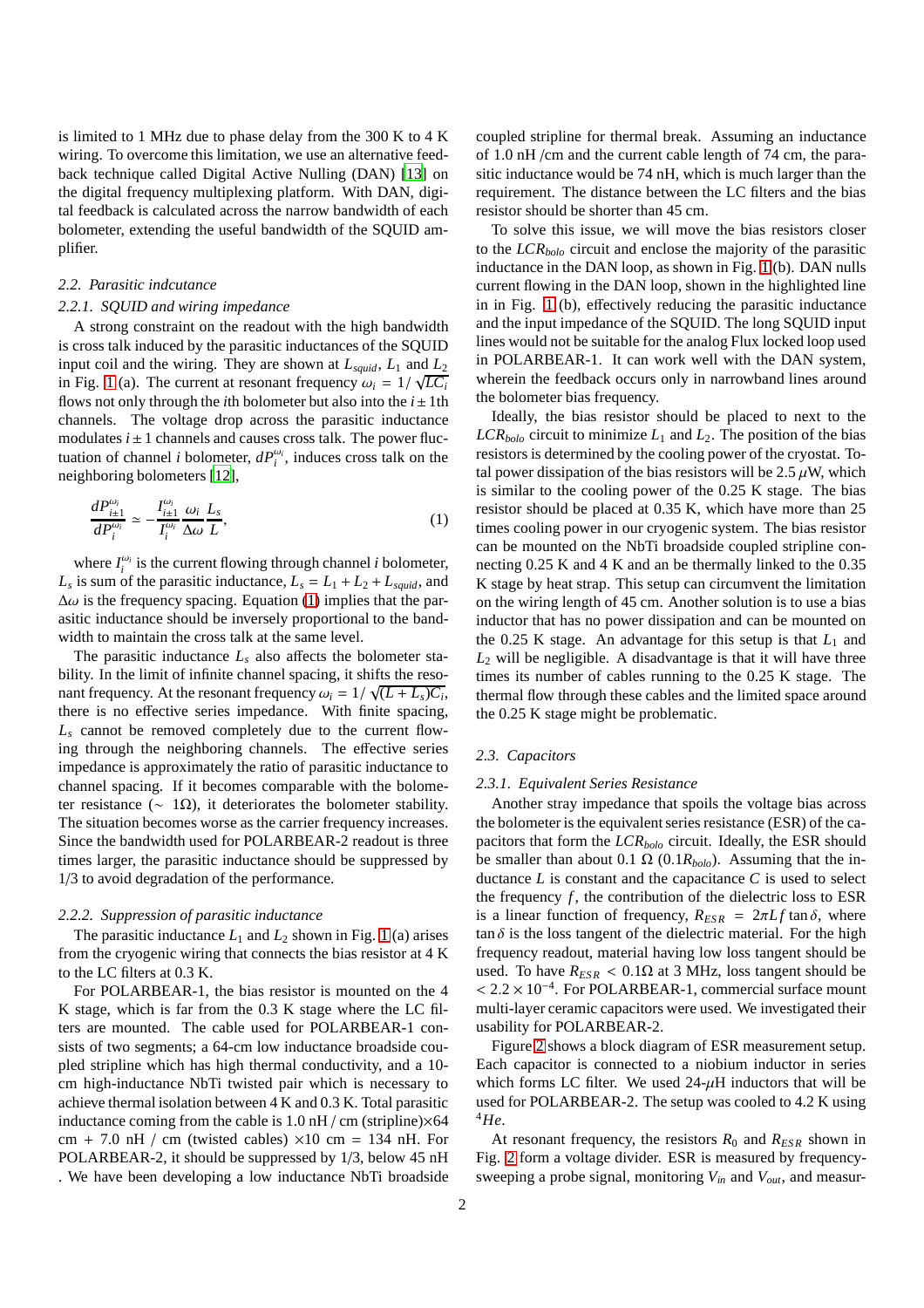is limited to 1 MHz due to phase delay from the 300 K to 4 K wiring. To overcome this limitation, we use an alternative feedback technique called Digital Active Nulling (DAN) [13] on the digital frequency multiplexing platform. With DAN, digital feedback is calculated across the narrow bandwidth of each bolometer, extending the useful bandwidth of the SQUID amplifier.

### 2.2. Parasitic indcutance

#### 2.2.1. SQUID and wiring impedance

A strong constraint on the readout with the high bandwidth is cross talk induced by the parasitic inductances of the SQUID input coil and the wiring. They are shown at $L_{squid}$, $L_1$ and $L_2$ in Fig. 1 (a). The current at resonant frequency $\omega_i = 1/\sqrt{LC_i}$ flows not only through the $i$th bolometer but also into the $i \pm 1$th channels. The voltage drop across the parasitic inductance modulates $i \pm 1$ channels and causes cross talk. The power fluctuation of channel $i$ bolometer, $dP_i^{\omega_i}$, induces cross talk on the neighboring bolometers [12],

$$\frac{dP_{i\pm1}^{\omega_i}}{dP_i^{\omega_i}} \simeq -\frac{I_{i\pm1}^{\omega_i}}{I_i^{\omega_i}} \frac{\omega_i}{\Delta\omega} \frac{L_s}{L}, \tag{1}$$

where $I_i^{\omega_i}$ is the current flowing through channel $i$ bolometer, $L_s$ is sum of the parasitic inductance, $L_s = L_1 + L_2 + L_{squid}$, and $\Delta\omega$ is the frequency spacing. Equation (1) implies that the parasitic inductance should be inversely proportional to the bandwidth to maintain the cross talk at the same level.

The parasitic inductance $L_s$ also affects the bolometer stability. In the limit of infinite channel spacing, it shifts the resonant frequency. At the resonant frequency $\omega_i = 1/\sqrt{(L + L_s)C_i}$, there is no effective series impedance. With finite spacing, $L_s$ cannot be removed completely due to the current flowing through the neighboring channels. The effective series impedance is approximately the ratio of parasitic inductance to channel spacing. If it becomes comparable with the bolometer resistance ($\sim 1\Omega$), it deteriorates the bolometer stability. The situation becomes worse as the carrier frequency increases. Since the bandwidth used for POLARBEAR-2 readout is three times larger, the parasitic inductance should be suppressed by 1/3 to avoid degradation of the performance.

#### 2.2.2. Suppression of parasitic inductance

The parasitic inductance $L_1$ and $L_2$ shown in Fig. 1 (a) arises from the cryogenic wiring that connects the bias resistor at 4 K to the LC filters at 0.3 K.

For POLARBEAR-1, the bias resistor is mounted on the 4 K stage, which is far from the 0.3 K stage where the LC filters are mounted. The cable used for POLARBEAR-1 consists of two segments; a 64-cm low inductance broadside coupled stripline which has high thermal conductivity, and a 10-cm high-inductance NbTi twisted pair which is necessary to achieve thermal isolation between 4 K and 0.3 K. Total parasitic inductance coming from the cable is 1.0 nH / cm (stripline)$\times$64 cm + 7.0 nH / cm (twisted cables) $\times$10 cm = 134 nH. For POLARBEAR-2, it should be suppressed by 1/3, below 45 nH . We have been developing a low inductance NbTi broadside coupled stripline for thermal break. Assuming an inductance of 1.0 nH /cm and the current cable length of 74 cm, the parasitic inductance would be 74 nH, which is much larger than the requirement. The distance between the LC filters and the bias resistor should be shorter than 45 cm.

To solve this issue, we will move the bias resistors closer to the $LCR_{bolo}$ circuit and enclose the majority of the parasitic inductance in the DAN loop, as shown in Fig. 1 (b). DAN nulls current flowing in the DAN loop, shown in the highlighted line in in Fig. 1 (b), effectively reducing the parasitic inductance and the input impedance of the SQUID. The long SQUID input lines would not be suitable for the analog Flux locked loop used in POLARBEAR-1. It can work well with the DAN system, wherein the feedback occurs only in narrowband lines around the bolometer bias frequency.

Ideally, the bias resistor should be placed to next to the $LCR_{bolo}$ circuit to minimize $L_1$ and $L_2$. The position of the bias resistors is determined by the cooling power of the cryostat. Total power dissipation of the bias resistors will be 2.5 $\mu$W, which is similar to the cooling power of the 0.25 K stage. The bias resistor should be placed at 0.35 K, which have more than 25 times cooling power in our cryogenic system. The bias resistor can be mounted on the NbTi broadside coupled stripline connecting 0.25 K and 4 K and can be thermally linked to the 0.35 K stage by heat strap. This setup can circumvent the limitation on the wiring length of 45 cm. Another solution is to use a bias inductor that has no power dissipation and can be mounted on the 0.25 K stage. An advantage for this setup is that $L_1$ and $L_2$ will be negligible. A disadvantage is that it will have three times its number of cables running to the 0.25 K stage. The thermal flow through these cables and the limited space around the 0.25 K stage might be problematic.

### 2.3. Capacitors

#### 2.3.1. Equivalent Series Resistance

Another stray impedance that spoils the voltage bias across the bolometer is the equivalent series resistance (ESR) of the capacitors that form the $LCR_{bolo}$ circuit. Ideally, the ESR should be smaller than about 0.1 $\Omega$ ($0.1R_{bolo}$). Assuming that the inductance $L$ is constant and the capacitance $C$ is used to select the frequency $f$, the contribution of the dielectric loss to ESR is a linear function of frequency, $R_{ESR} = 2\pi L f \tan\delta$, where $\tan\delta$ is the loss tangent of the dielectric material. For the high frequency readout, material having low loss tangent should be used. To have $R_{ESR} < 0.1\Omega$ at 3 MHz, loss tangent should be $< 2.2 \times 10^{-4}$. For POLARBEAR-1, commercial surface mount multi-layer ceramic capacitors were used. We investigated their usability for POLARBEAR-2.

Figure 2 shows a block diagram of ESR measurement setup. Each capacitor is connected to a niobium inductor in series which forms LC filter. We used 24-$\mu$H inductors that will be used for POLARBEAR-2. The setup was cooled to 4.2 K using $^4He$.

At resonant frequency, the resistors $R_0$ and $R_{ESR}$ shown in Fig. 2 form a voltage divider. ESR is measured by frequency-sweeping a probe signal, monitoring $V_{in}$ and $V_{out}$, and measur-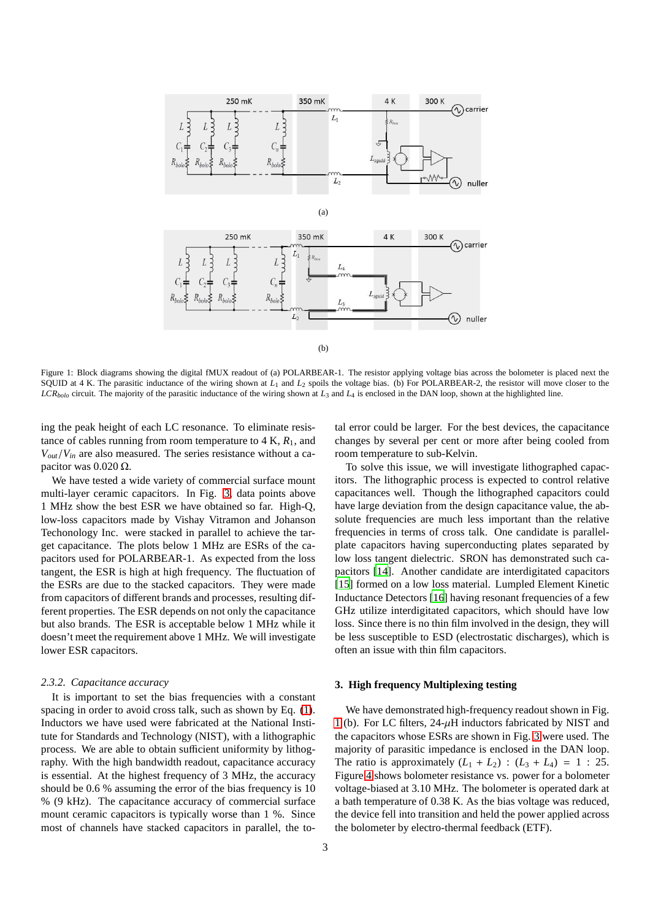Figure 1: Block diagrams showing the digital fMUX readout of (a) POLARBEAR-1. The resistor applying voltage bias across the bolometer is placed next the SQUID at 4 K. The parasitic inductance of the wiring shown at $L_1$ and $L_2$ spoils the voltage bias. (b) For POLARBEAR-2, the resistor will move closer to the $LCR_{bolo}$ circuit. The majority of the parasitic inductance of the wiring shown at $L_3$ and $L_4$ is enclosed in the DAN loop, shown at the highlighted line.

ing the peak height of each LC resonance. To eliminate resistance of cables running from room temperature to 4 K, $R_1$, and $V_{out}/V_{in}$ are also measured. The series resistance without a capacitor was 0.020 Ω.

We have tested a wide variety of commercial surface mount multi-layer ceramic capacitors. In Fig. 3, data points above 1 MHz show the best ESR we have obtained so far. High-Q, low-loss capacitors made by Vishay Vitramon and Johanson Techonology Inc. were stacked in parallel to achieve the target capacitance. The plots below 1 MHz are ESRs of the capacitors used for POLARBEAR-1. As expected from the loss tangent, the ESR is high at high frequency. The fluctuation of the ESRs are due to the stacked capacitors. They were made from capacitors of different brands and processes, resulting different properties. The ESR depends on not only the capacitance but also brands. The ESR is acceptable below 1 MHz while it doesn't meet the requirement above 1 MHz. We will investigate lower ESR capacitors.

### 2.3.2. Capacitance accuracy

It is important to set the bias frequencies with a constant spacing in order to avoid cross talk, such as shown by Eq. (1). Inductors we have used were fabricated at the National Institute for Standards and Technology (NIST), with a lithographic process. We are able to obtain sufficient uniformity by lithography. With the high bandwidth readout, capacitance accuracy is essential. At the highest frequency of 3 MHz, the accuracy should be 0.6 % assuming the error of the bias frequency is 10 % (9 kHz). The capacitance accuracy of commercial surface mount ceramic capacitors is typically worse than 1 %. Since most of channels have stacked capacitors in parallel, the total error could be larger. For the best devices, the capacitance changes by several per cent or more after being cooled from room temperature to sub-Kelvin.

To solve this issue, we will investigate lithographed capacitors. The lithographic process is expected to control relative capacitances well. Though the lithographed capacitors could have large deviation from the design capacitance value, the absolute frequencies are much less important than the relative frequencies in terms of cross talk. One candidate is parallel-plate capacitors having superconducting plates separated by low loss tangent dielectric. SRON has demonstrated such capacitors [14]. Another candidate are interdigitated capacitors [15] formed on a low loss material. Lumpled Element Kinetic Inductance Detectors [16] having resonant frequencies of a few GHz utilize interdigitated capacitors, which should have low loss. Since there is no thin film involved in the design, they will be less susceptible to ESD (electrostatic discharges), which is often an issue with thin film capacitors.

## 3. High frequency Multiplexing testing

We have demonstrated high-frequency readout shown in Fig. 1(b). For LC filters, 24-$\mu$H inductors fabricated by NIST and the capacitors whose ESRs are shown in Fig. 3 were used. The majority of parasitic impedance is enclosed in the DAN loop. The ratio is approximately $(L_1 + L_2) : (L_3 + L_4) = 1 : 25$. Figure 4 shows bolometer resistance vs. power for a bolometer voltage-biased at 3.10 MHz. The bolometer is operated dark at a bath temperature of 0.38 K. As the bias voltage was reduced, the device fell into transition and held the power applied across the bolometer by electro-thermal feedback (ETF).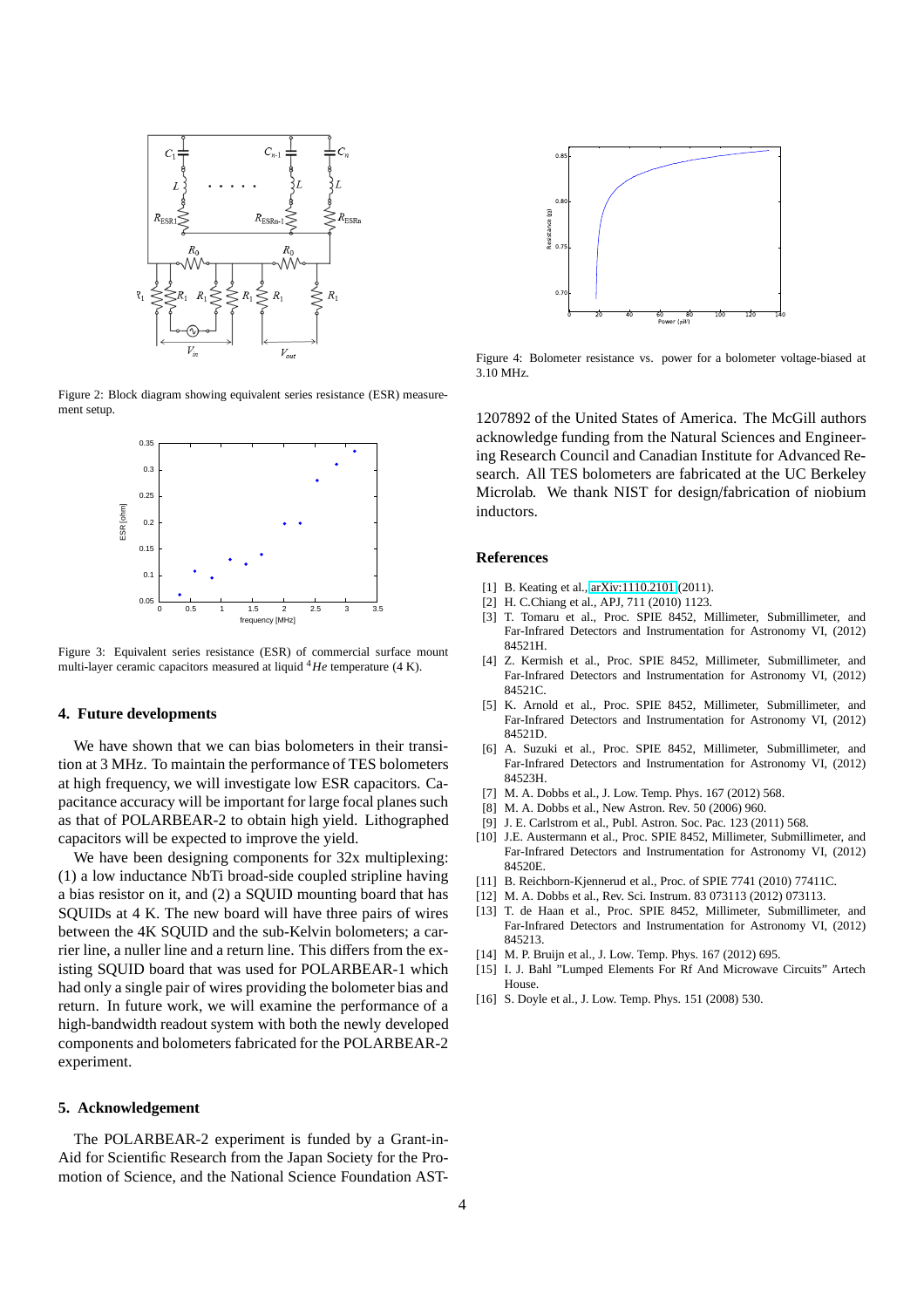$C_1$ $C_{n-1}$ $C_n$

$L$ $L$ $L$

$R_{ESR1}$ $R_{ESRn-1}$ $R_{ESRn}$

$R_0$ $R_0$

$R_1$ $R_1$ $R_1$ $R_1$ $R_1$ $R_1$

$V_{in}$ $V_{out}$

Figure 2: Block diagram showing equivalent series resistance (ESR) measurement setup.

ESR [ohm]

0.35
0.3
0.25
0.2
0.15
0.1
0.05

0 0.5 1 1.5 2 2.5 3 3.5

frequency [MHz]

Figure 3: Equivalent series resistance (ESR) of commercial surface mount multi-layer ceramic capacitors measured at liquid $^4He$ temperature (4 K).

## 4. Future developments

We have shown that we can bias bolometers in their transition at 3 MHz. To maintain the performance of TES bolometers at high frequency, we will investigate low ESR capacitors. Capacitance accuracy will be important for large focal planes such as that of POLARBEAR-2 to obtain high yield. Lithographed capacitors will be expected to improve the yield.

We have been designing components for 32x multiplexing: (1) a low inductance NbTi broad-side coupled stripline having a bias resistor on it, and (2) a SQUID mounting board that has SQUIDs at 4 K. The new board will have three pairs of wires between the 4K SQUID and the sub-Kelvin bolometers; a carrier line, a nuller line and a return line. This differs from the existing SQUID board that was used for POLARBEAR-1 which had only a single pair of wires providing the bolometer bias and return. In future work, we will examine the performance of a high-bandwidth readout system with both the newly developed components and bolometers fabricated for the POLARBEAR-2 experiment.

## 5. Acknowledgement

The POLARBEAR-2 experiment is funded by a Grant-in-Aid for Scientific Research from the Japan Society for the Promotion of Science, and the National Science Foundation AST-1207892 of the United States of America. The McGill authors acknowledge funding from the Natural Sciences and Engineering Research Council and Canadian Institute for Advanced Research. All TES bolometers are fabricated at the UC Berkeley Microlab. We thank NIST for design/fabrication of niobium inductors.

Resistance (Ω)

0.85
0.80
0.75
0.70

0 20 40 60 80 100 120 140

Power (pW)

Figure 4: Bolometer resistance vs. power for a bolometer voltage-biased at 3.10 MHz.

## References

[1] B. Keating et al., arXiv:1110.2101 (2011).
[2] H. C.Chiang et al., APJ, 711 (2010) 1123.
[3] T. Tomaru et al., Proc. SPIE 8452, Millimeter, Submillimeter, and Far-Infrared Detectors and Instrumentation for Astronomy VI, (2012) 84521H.
[4] Z. Kermish et al., Proc. SPIE 8452, Millimeter, Submillimeter, and Far-Infrared Detectors and Instrumentation for Astronomy VI, (2012) 84521C.
[5] K. Arnold et al., Proc. SPIE 8452, Millimeter, Submillimeter, and Far-Infrared Detectors and Instrumentation for Astronomy VI, (2012) 84521D.
[6] A. Suzuki et al., Proc. SPIE 8452, Millimeter, Submillimeter, and Far-Infrared Detectors and Instrumentation for Astronomy VI, (2012) 84523H.
[7] M. A. Dobbs et al., J. Low. Temp. Phys. 167 (2012) 568.
[8] M. A. Dobbs et al., New Astron. Rev. 50 (2006) 960.
[9] J. E. Carlstrom et al., Publ. Astron. Soc. Pac. 123 (2011) 568.
[10] J.E. Austermann et al., Proc. SPIE 8452, Millimeter, Submillimeter, and Far-Infrared Detectors and Instrumentation for Astronomy VI, (2012) 84520E.
[11] B. Reichborn-Kjennerud et al., Proc. of SPIE 7741 (2010) 77411C.
[12] M. A. Dobbs et al., Rev. Sci. Instrum. 83 073113 (2012) 073113.
[13] T. de Haan et al., Proc. SPIE 8452, Millimeter, Submillimeter, and Far-Infrared Detectors and Instrumentation for Astronomy VI, (2012) 845213.
[14] M. P. Bruijn et al., J. Low. Temp. Phys. 167 (2012) 695.
[15] I. J. Bahl "Lumped Elements For Rf And Microwave Circuits" Artech House.
[16] S. Doyle et al., J. Low. Temp. Phys. 151 (2008) 530.